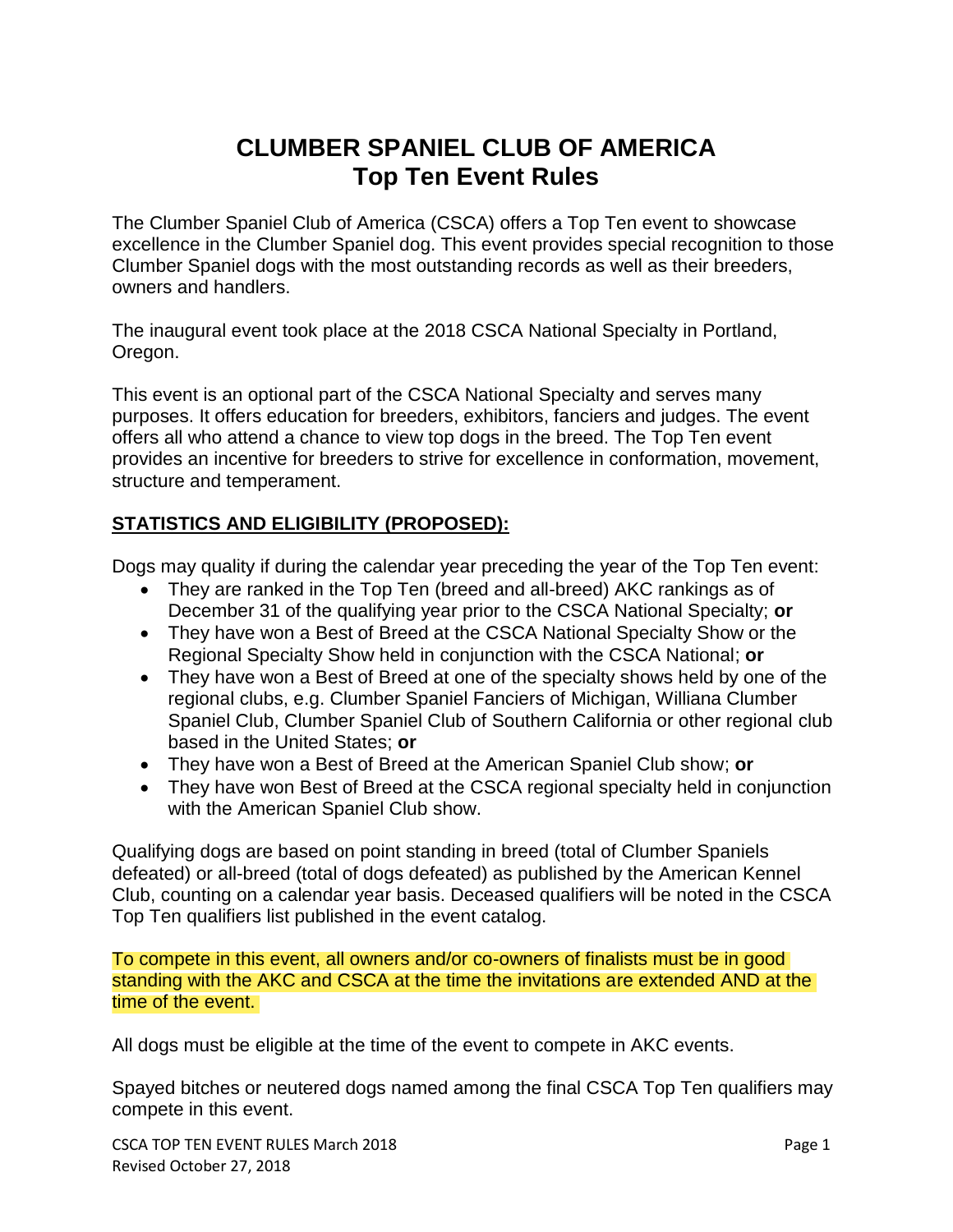# CLUMBER SPANIEL CLUB OF AMERICA
## Top Ten Event Rules

The Clumber Spaniel Club of America (CSCA) offers a Top Ten event to showcase excellence in the Clumber Spaniel dog. This event provides special recognition to those Clumber Spaniel dogs with the most outstanding records as well as their breeders, owners and handlers.

The inaugural event took place at the 2018 CSCA National Specialty in Portland, Oregon.

This event is an optional part of the CSCA National Specialty and serves many purposes. It offers education for breeders, exhibitors, fanciers and judges. The event offers all who attend a chance to view top dogs in the breed. The Top Ten event provides an incentive for breeders to strive for excellence in conformation, movement, structure and temperament.

**STATISTICS AND ELIGIBILITY (PROPOSED):**

Dogs may quality if during the calendar year preceding the year of the Top Ten event:

- They are ranked in the Top Ten (breed and all-breed) AKC rankings as of December 31 of the qualifying year prior to the CSCA National Specialty; **or**
- They have won a Best of Breed at the CSCA National Specialty Show or the Regional Specialty Show held in conjunction with the CSCA National; **or**
- They have won a Best of Breed at one of the specialty shows held by one of the regional clubs, e.g. Clumber Spaniel Fanciers of Michigan, Williana Clumber Spaniel Club, Clumber Spaniel Club of Southern California or other regional club based in the United States; **or**
- They have won a Best of Breed at the American Spaniel Club show; **or**
- They have won Best of Breed at the CSCA regional specialty held in conjunction with the American Spaniel Club show.

Qualifying dogs are based on point standing in breed (total of Clumber Spaniels defeated) or all-breed (total of dogs defeated) as published by the American Kennel Club, counting on a calendar year basis. Deceased qualifiers will be noted in the CSCA Top Ten qualifiers list published in the event catalog.

To compete in this event, all owners and/or co-owners of finalists must be in good standing with the AKC and CSCA at the time the invitations are extended AND at the time of the event.

All dogs must be eligible at the time of the event to compete in AKC events.

Spayed bitches or neutered dogs named among the final CSCA Top Ten qualifiers may compete in this event.

CSCA TOP TEN EVENT RULES March 2018
Revised October 27, 2018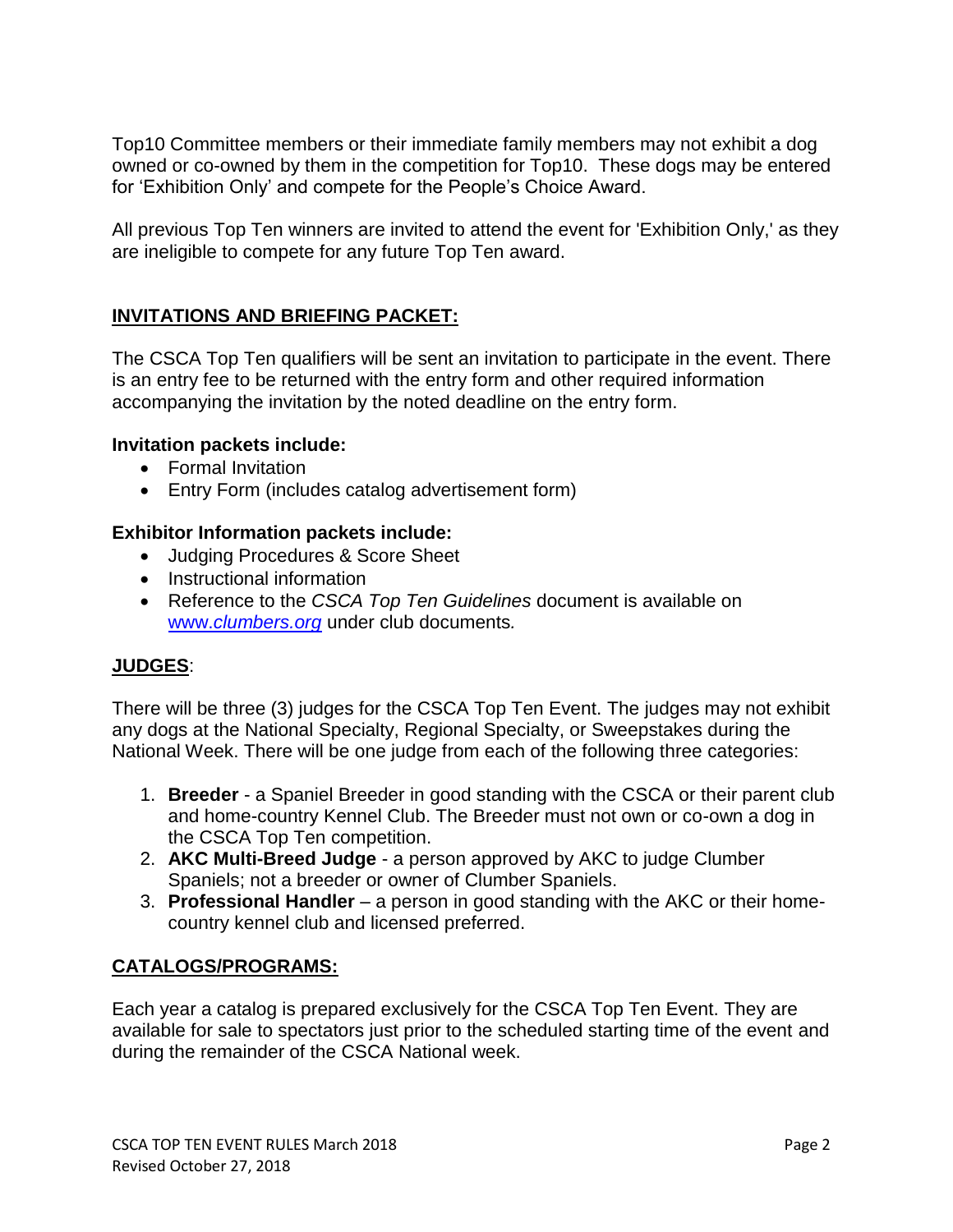Top10 Committee members or their immediate family members may not exhibit a dog owned or co-owned by them in the competition for Top10. These dogs may be entered for 'Exhibition Only' and compete for the People's Choice Award.

All previous Top Ten winners are invited to attend the event for 'Exhibition Only,' as they are ineligible to compete for any future Top Ten award.

## INVITATIONS AND BRIEFING PACKET:

The CSCA Top Ten qualifiers will be sent an invitation to participate in the event. There is an entry fee to be returned with the entry form and other required information accompanying the invitation by the noted deadline on the entry form.

**Invitation packets include:**

- Formal Invitation
- Entry Form (includes catalog advertisement form)

**Exhibitor Information packets include:**

- Judging Procedures & Score Sheet
- Instructional information
- Reference to the *CSCA Top Ten Guidelines* document is available on www.*clumbers.org* under club documents*.*

## JUDGES:

There will be three (3) judges for the CSCA Top Ten Event. The judges may not exhibit any dogs at the National Specialty, Regional Specialty, or Sweepstakes during the National Week. There will be one judge from each of the following three categories:

1. **Breeder** - a Spaniel Breeder in good standing with the CSCA or their parent club and home-country Kennel Club. The Breeder must not own or co-own a dog in the CSCA Top Ten competition.
2. **AKC Multi-Breed Judge** - a person approved by AKC to judge Clumber Spaniels; not a breeder or owner of Clumber Spaniels.
3. **Professional Handler** – a person in good standing with the AKC or their home-country kennel club and licensed preferred.

## CATALOGS/PROGRAMS:

Each year a catalog is prepared exclusively for the CSCA Top Ten Event. They are available for sale to spectators just prior to the scheduled starting time of the event and during the remainder of the CSCA National week.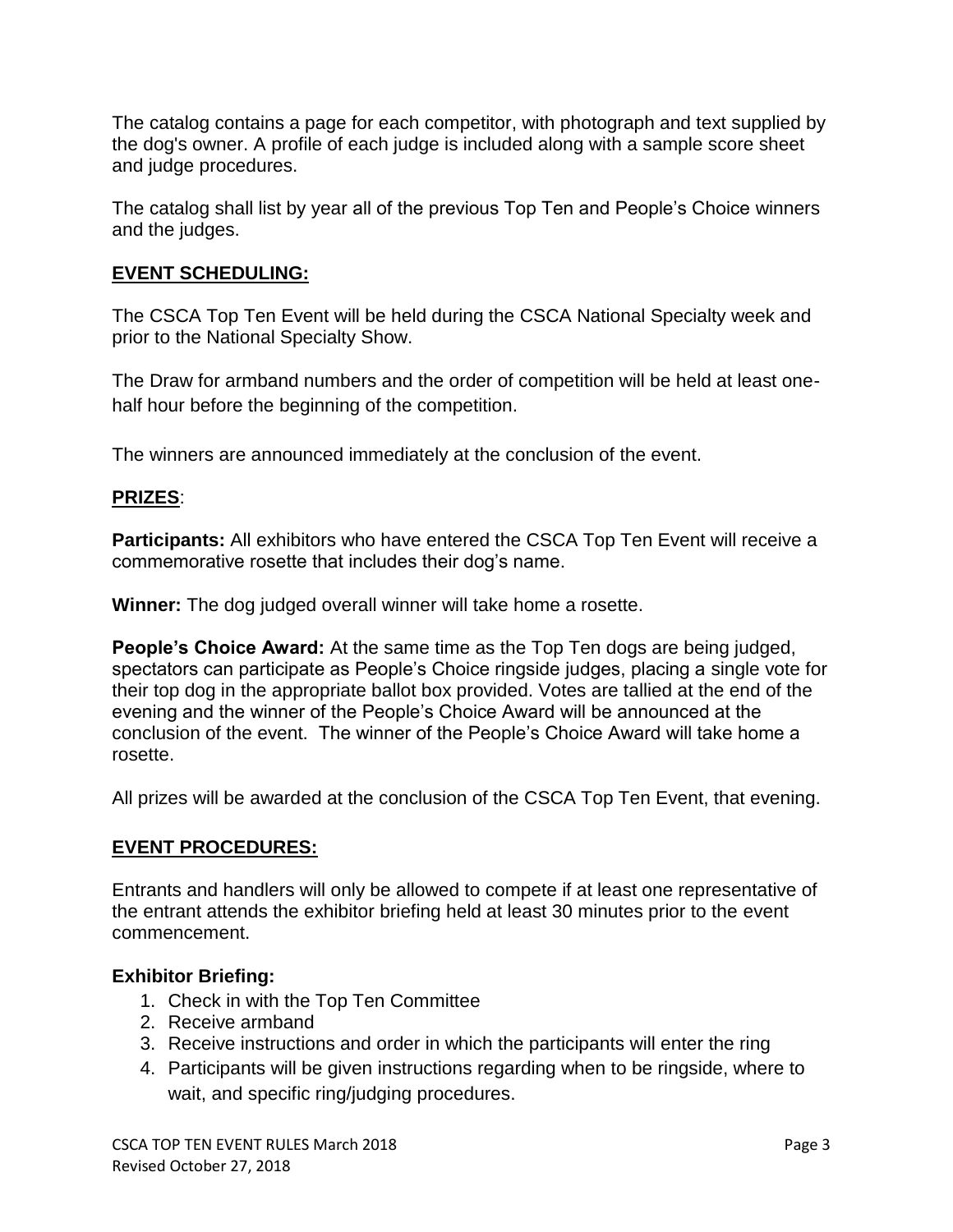The catalog contains a page for each competitor, with photograph and text supplied by the dog's owner. A profile of each judge is included along with a sample score sheet and judge procedures.

The catalog shall list by year all of the previous Top Ten and People's Choice winners and the judges.

## EVENT SCHEDULING:

The CSCA Top Ten Event will be held during the CSCA National Specialty week and prior to the National Specialty Show.

The Draw for armband numbers and the order of competition will be held at least one-half hour before the beginning of the competition.

The winners are announced immediately at the conclusion of the event.

## PRIZES:

**Participants:** All exhibitors who have entered the CSCA Top Ten Event will receive a commemorative rosette that includes their dog's name.

**Winner:** The dog judged overall winner will take home a rosette.

**People's Choice Award:** At the same time as the Top Ten dogs are being judged, spectators can participate as People's Choice ringside judges, placing a single vote for their top dog in the appropriate ballot box provided. Votes are tallied at the end of the evening and the winner of the People's Choice Award will be announced at the conclusion of the event. The winner of the People's Choice Award will take home a rosette.

All prizes will be awarded at the conclusion of the CSCA Top Ten Event, that evening.

## EVENT PROCEDURES:

Entrants and handlers will only be allowed to compete if at least one representative of the entrant attends the exhibitor briefing held at least 30 minutes prior to the event commencement.

### Exhibitor Briefing:

1. Check in with the Top Ten Committee
2. Receive armband
3. Receive instructions and order in which the participants will enter the ring
4. Participants will be given instructions regarding when to be ringside, where to wait, and specific ring/judging procedures.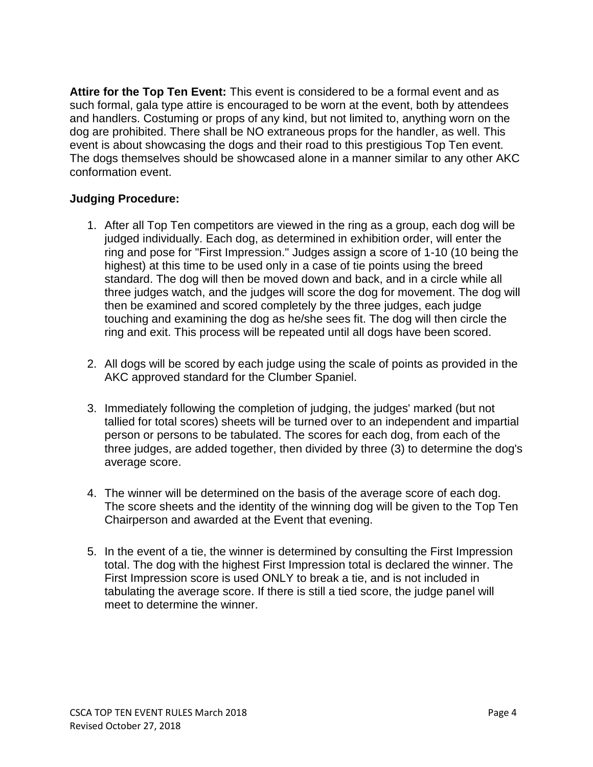**Attire for the Top Ten Event:** This event is considered to be a formal event and as such formal, gala type attire is encouraged to be worn at the event, both by attendees and handlers. Costuming or props of any kind, but not limited to, anything worn on the dog are prohibited. There shall be NO extraneous props for the handler, as well. This event is about showcasing the dogs and their road to this prestigious Top Ten event. The dogs themselves should be showcased alone in a manner similar to any other AKC conformation event.

**Judging Procedure:**

1. After all Top Ten competitors are viewed in the ring as a group, each dog will be judged individually. Each dog, as determined in exhibition order, will enter the ring and pose for "First Impression." Judges assign a score of 1-10 (10 being the highest) at this time to be used only in a case of tie points using the breed standard. The dog will then be moved down and back, and in a circle while all three judges watch, and the judges will score the dog for movement. The dog will then be examined and scored completely by the three judges, each judge touching and examining the dog as he/she sees fit. The dog will then circle the ring and exit. This process will be repeated until all dogs have been scored.

2. All dogs will be scored by each judge using the scale of points as provided in the AKC approved standard for the Clumber Spaniel.

3. Immediately following the completion of judging, the judges' marked (but not tallied for total scores) sheets will be turned over to an independent and impartial person or persons to be tabulated. The scores for each dog, from each of the three judges, are added together, then divided by three (3) to determine the dog's average score.

4. The winner will be determined on the basis of the average score of each dog. The score sheets and the identity of the winning dog will be given to the Top Ten Chairperson and awarded at the Event that evening.

5. In the event of a tie, the winner is determined by consulting the First Impression total. The dog with the highest First Impression total is declared the winner. The First Impression score is used ONLY to break a tie, and is not included in tabulating the average score. If there is still a tied score, the judge panel will meet to determine the winner.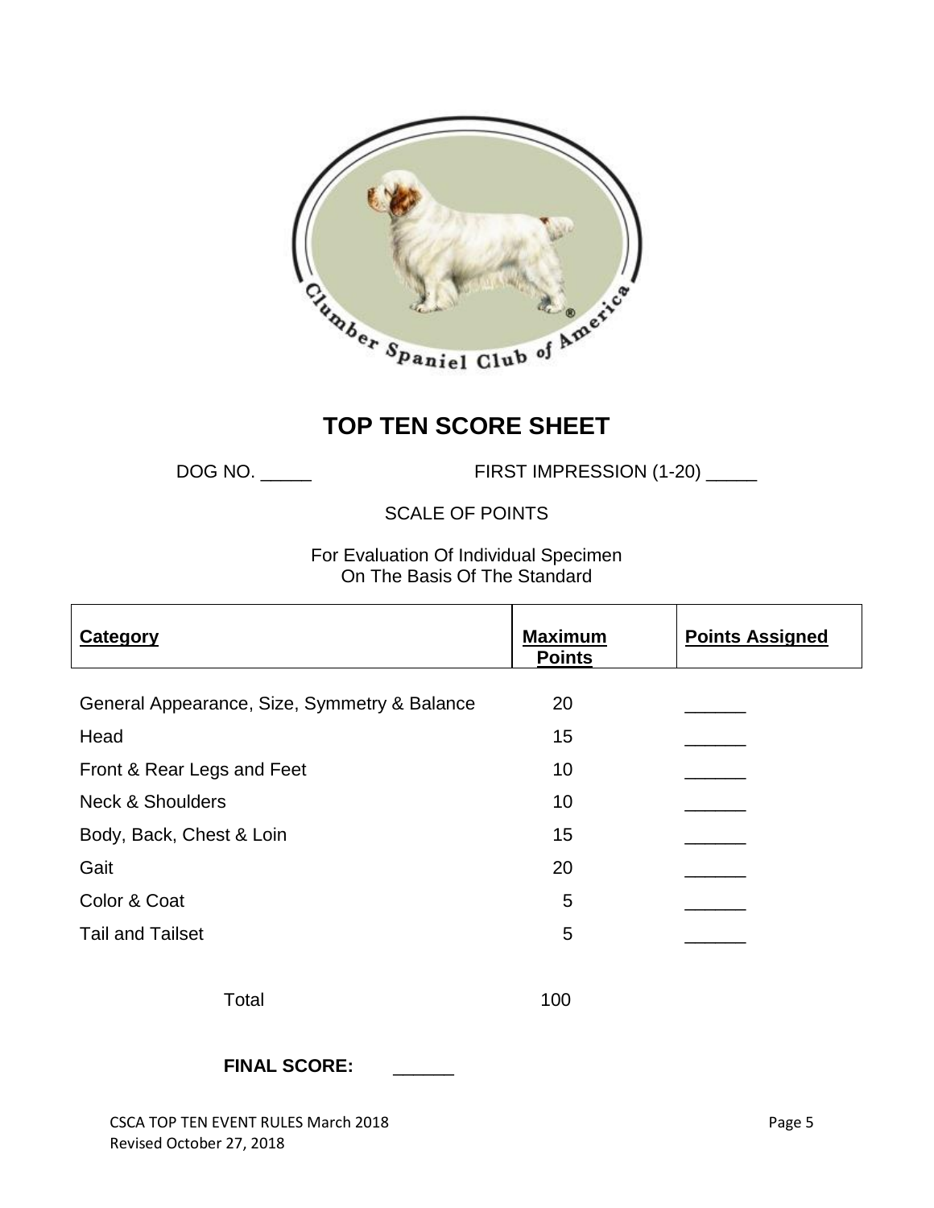# TOP TEN SCORE SHEET

DOG NO. _____ FIRST IMPRESSION (1-20) _____

SCALE OF POINTS

For Evaluation Of Individual Specimen
On The Basis Of The Standard

| **Category** | **Maximum Points** | **Points Assigned** |
|---|---|---|
| General Appearance, Size, Symmetry & Balance | 20 | ______ |
| Head | 15 | ______ |
| Front & Rear Legs and Feet | 10 | ______ |
| Neck & Shoulders | 10 | ______ |
| Body, Back, Chest & Loin | 15 | ______ |
| Gait | 20 | ______ |
| Color & Coat | 5 | ______ |
| Tail and Tailset | 5 | ______ |
| Total | 100 | |

**FINAL SCORE:** ______

CSCA TOP TEN EVENT RULES March 2018
Revised October 27, 2018